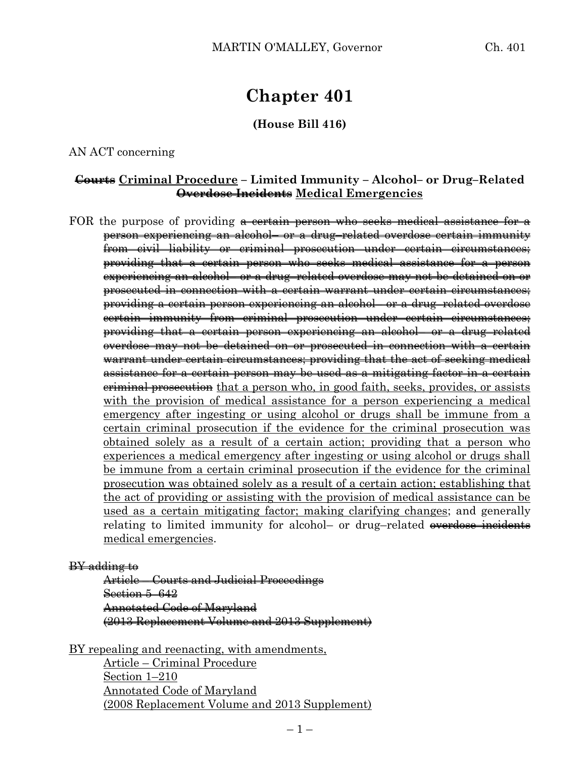# Chapter 401

**(House Bill 416)**

AN ACT concerning

**~~Courts~~ <u>Criminal Procedure</u> – Limited Immunity – Alcohol– or Drug–Related ~~Overdose Incidents~~ <u>Medical Emergencies</u>**

FOR the purpose of providing ~~a certain person who seeks medical assistance for a person experiencing an alcohol– or a drug–related overdose certain immunity from civil liability or criminal prosecution under certain circumstances; providing that a certain person who seeks medical assistance for a person experiencing an alcohol– or a drug–related overdose may not be detained on or prosecuted in connection with a certain warrant under certain circumstances; providing a certain person experiencing an alcohol– or a drug–related overdose certain immunity from criminal prosecution under certain circumstances; providing that a certain person experiencing an alcohol– or a drug–related overdose may not be detained on or prosecuted in connection with a certain warrant under certain circumstances; providing that the act of seeking medical assistance for a certain person may be used as a mitigating factor in a certain criminal prosecution~~ <u>that a person who, in good faith, seeks, provides, or assists with the provision of medical assistance for a person experiencing a medical emergency after ingesting or using alcohol or drugs shall be immune from a certain criminal prosecution if the evidence for the criminal prosecution was obtained solely as a result of a certain action; providing that a person who experiences a medical emergency after ingesting or using alcohol or drugs shall be immune from a certain criminal prosecution if the evidence for the criminal prosecution was obtained solely as a result of a certain action; establishing that the act of providing or assisting with the provision of medical assistance can be used as a certain mitigating factor; making clarifying changes</u>; and generally relating to limited immunity for alcohol– or drug–related ~~overdose incidents~~ <u>medical emergencies</u>.

~~BY adding to~~
~~Article – Courts and Judicial Proceedings~~
~~Section 5–642~~
~~Annotated Code of Maryland~~
~~(2013 Replacement Volume and 2013 Supplement)~~

<u>BY repealing and reenacting, with amendments,</u>
<u>Article – Criminal Procedure</u>
<u>Section 1–210</u>
<u>Annotated Code of Maryland</u>
<u>(2008 Replacement Volume and 2013 Supplement)</u>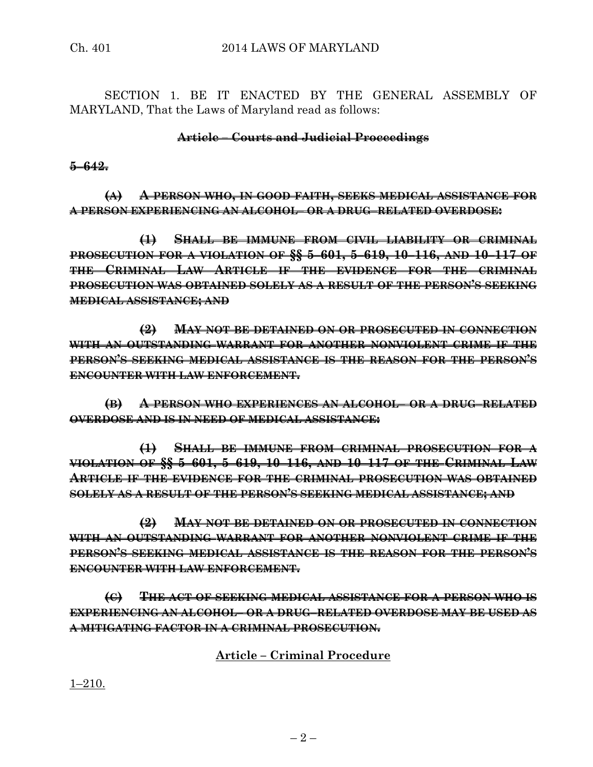SECTION 1. BE IT ENACTED BY THE GENERAL ASSEMBLY OF MARYLAND, That the Laws of Maryland read as follows:

**~~Article – Courts and Judicial Proceedings~~**

**~~5–642.~~**

**~~(A) A PERSON WHO, IN GOOD FAITH, SEEKS MEDICAL ASSISTANCE FOR A PERSON EXPERIENCING AN ALCOHOL– OR A DRUG–RELATED OVERDOSE:~~**

**~~(1) SHALL BE IMMUNE FROM CIVIL LIABILITY OR CRIMINAL PROSECUTION FOR A VIOLATION OF §§ 5–601, 5–619, 10–116, AND 10–117 OF THE CRIMINAL LAW ARTICLE IF THE EVIDENCE FOR THE CRIMINAL PROSECUTION WAS OBTAINED SOLELY AS A RESULT OF THE PERSON'S SEEKING MEDICAL ASSISTANCE; AND~~**

**~~(2) MAY NOT BE DETAINED ON OR PROSECUTED IN CONNECTION WITH AN OUTSTANDING WARRANT FOR ANOTHER NONVIOLENT CRIME IF THE PERSON'S SEEKING MEDICAL ASSISTANCE IS THE REASON FOR THE PERSON'S ENCOUNTER WITH LAW ENFORCEMENT.~~**

**~~(B) A PERSON WHO EXPERIENCES AN ALCOHOL– OR A DRUG–RELATED OVERDOSE AND IS IN NEED OF MEDICAL ASSISTANCE:~~**

**~~(1) SHALL BE IMMUNE FROM CRIMINAL PROSECUTION FOR A VIOLATION OF §§ 5–601, 5–619, 10–116, AND 10–117 OF THE CRIMINAL LAW ARTICLE IF THE EVIDENCE FOR THE CRIMINAL PROSECUTION WAS OBTAINED SOLELY AS A RESULT OF THE PERSON'S SEEKING MEDICAL ASSISTANCE; AND~~**

**~~(2) MAY NOT BE DETAINED ON OR PROSECUTED IN CONNECTION WITH AN OUTSTANDING WARRANT FOR ANOTHER NONVIOLENT CRIME IF THE PERSON'S SEEKING MEDICAL ASSISTANCE IS THE REASON FOR THE PERSON'S ENCOUNTER WITH LAW ENFORCEMENT.~~**

**~~(C) THE ACT OF SEEKING MEDICAL ASSISTANCE FOR A PERSON WHO IS EXPERIENCING AN ALCOHOL– OR A DRUG–RELATED OVERDOSE MAY BE USED AS A MITIGATING FACTOR IN A CRIMINAL PROSECUTION.~~**

**<u>Article – Criminal Procedure</u>**

<u>1–210.</u>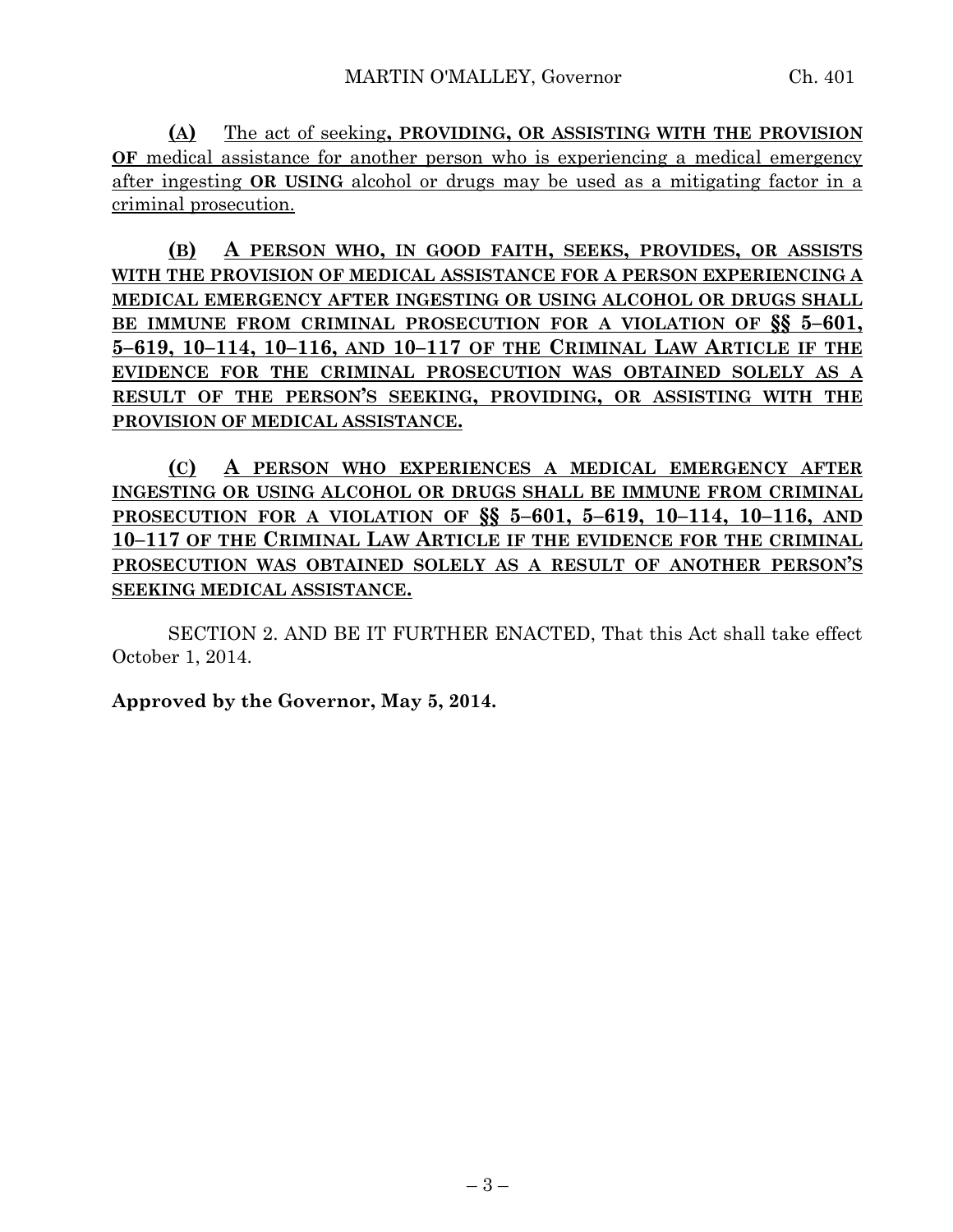**(A)** The act of seeking**, PROVIDING, OR ASSISTING WITH THE PROVISION OF** medical assistance for another person who is experiencing a medical emergency after ingesting **OR USING** alcohol or drugs may be used as a mitigating factor in a criminal prosecution.

**(B) A PERSON WHO, IN GOOD FAITH, SEEKS, PROVIDES, OR ASSISTS WITH THE PROVISION OF MEDICAL ASSISTANCE FOR A PERSON EXPERIENCING A MEDICAL EMERGENCY AFTER INGESTING OR USING ALCOHOL OR DRUGS SHALL BE IMMUNE FROM CRIMINAL PROSECUTION FOR A VIOLATION OF §§ 5–601, 5–619, 10–114, 10–116, AND 10–117 OF THE CRIMINAL LAW ARTICLE IF THE EVIDENCE FOR THE CRIMINAL PROSECUTION WAS OBTAINED SOLELY AS A RESULT OF THE PERSON'S SEEKING, PROVIDING, OR ASSISTING WITH THE PROVISION OF MEDICAL ASSISTANCE.**

**(C) A PERSON WHO EXPERIENCES A MEDICAL EMERGENCY AFTER INGESTING OR USING ALCOHOL OR DRUGS SHALL BE IMMUNE FROM CRIMINAL PROSECUTION FOR A VIOLATION OF §§ 5–601, 5–619, 10–114, 10–116, AND 10–117 OF THE CRIMINAL LAW ARTICLE IF THE EVIDENCE FOR THE CRIMINAL PROSECUTION WAS OBTAINED SOLELY AS A RESULT OF ANOTHER PERSON'S SEEKING MEDICAL ASSISTANCE.**

SECTION 2. AND BE IT FURTHER ENACTED, That this Act shall take effect October 1, 2014.

**Approved by the Governor, May 5, 2014.**